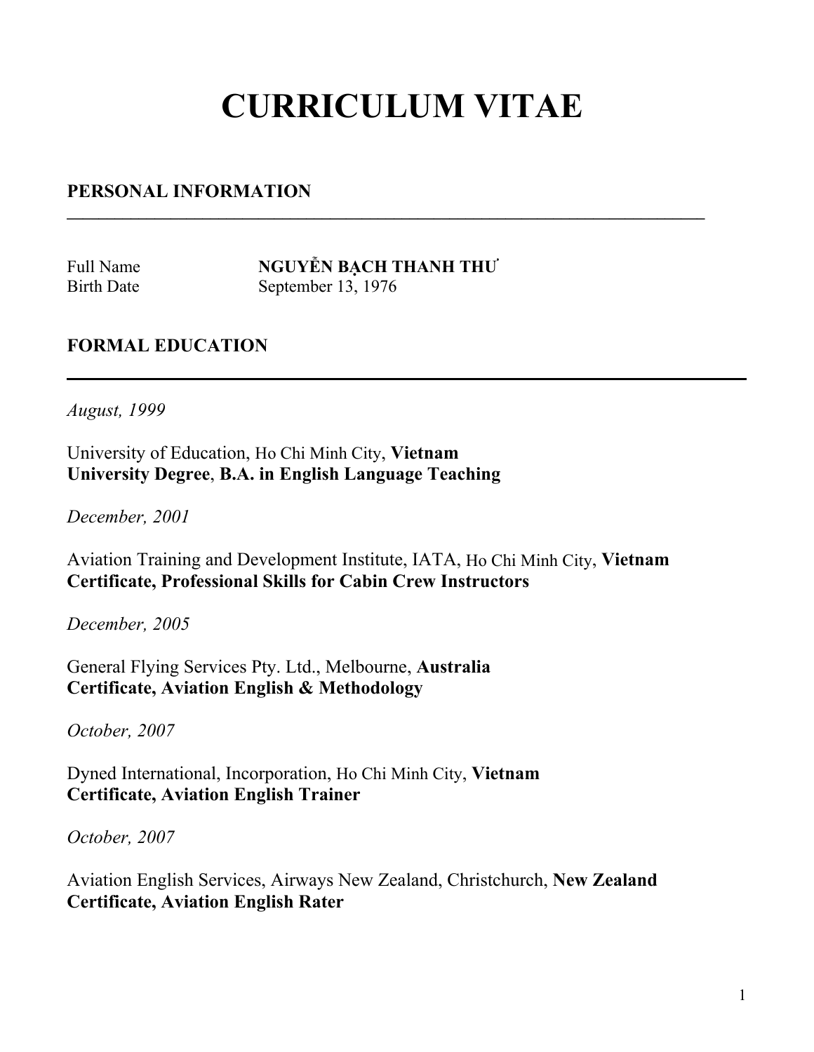# CURRICULUM VITAE

## PERSONAL INFORMATION

Full Name **NGUYỄN BẠCH THANH THƯ**
Birth Date September 13, 1976

## FORMAL EDUCATION

*August, 1999*

University of Education, Ho Chi Minh City, **Vietnam**
**University Degree**, **B.A. in English Language Teaching**

*December, 2001*

Aviation Training and Development Institute, IATA, Ho Chi Minh City, **Vietnam**
**Certificate, Professional Skills for Cabin Crew Instructors**

*December, 2005*

General Flying Services Pty. Ltd., Melbourne, **Australia**
**Certificate, Aviation English & Methodology**

*October, 2007*

Dyned International, Incorporation, Ho Chi Minh City, **Vietnam**
**Certificate, Aviation English Trainer**

*October, 2007*

Aviation English Services, Airways New Zealand, Christchurch, **New Zealand**
**Certificate, Aviation English Rater**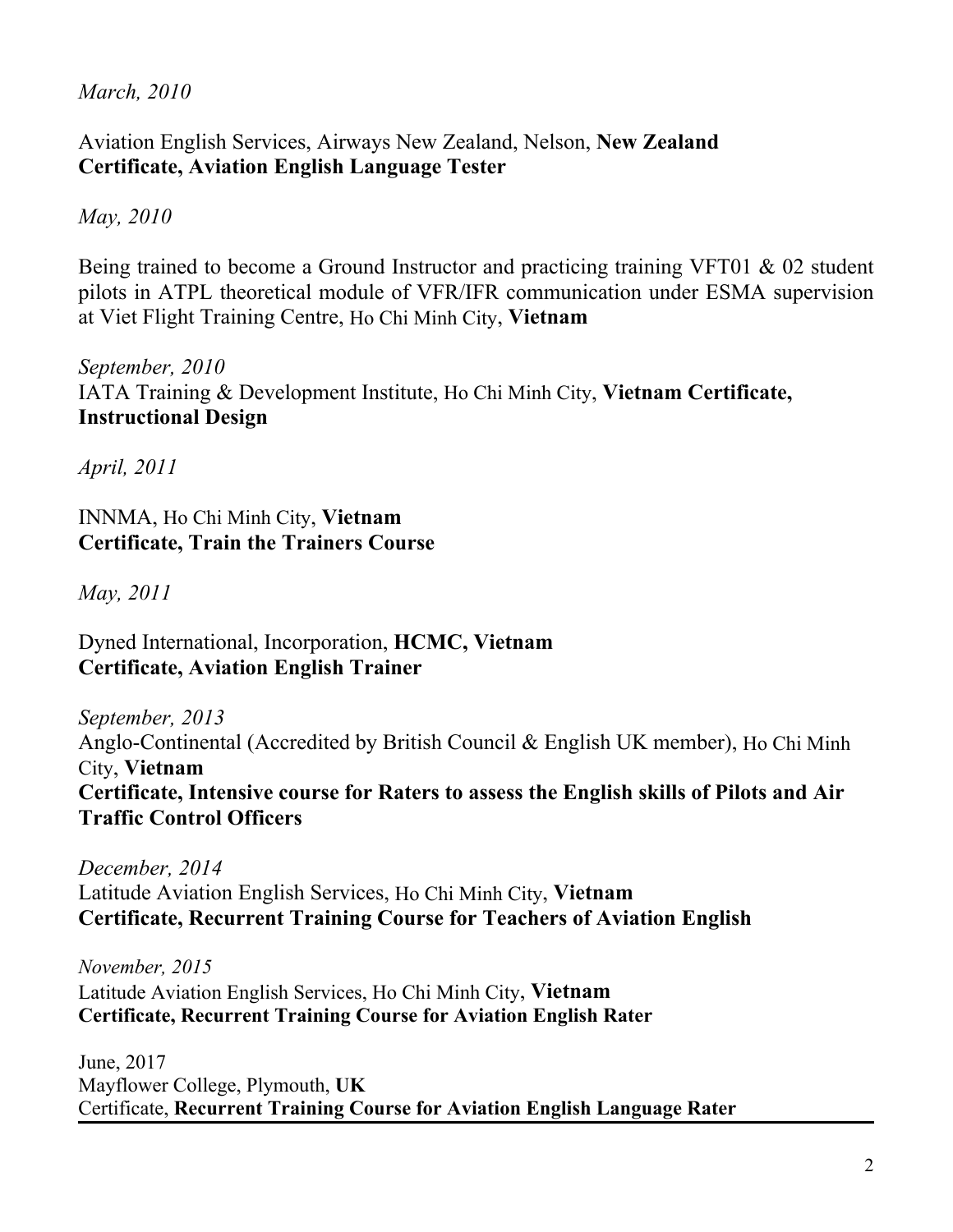*March, 2010*

Aviation English Services, Airways New Zealand, Nelson, **New Zealand**
**Certificate, Aviation English Language Tester**

*May, 2010*

Being trained to become a Ground Instructor and practicing training VFT01 & 02 student pilots in ATPL theoretical module of VFR/IFR communication under ESMA supervision at Viet Flight Training Centre, Ho Chi Minh City, **Vietnam**

*September, 2010*
IATA Training & Development Institute, Ho Chi Minh City, **Vietnam Certificate, Instructional Design**

*April, 2011*

INNMA, Ho Chi Minh City, **Vietnam**
**Certificate, Train the Trainers Course**

*May, 2011*

Dyned International, Incorporation, **HCMC, Vietnam**
**Certificate, Aviation English Trainer**

*September, 2013*
Anglo-Continental (Accredited by British Council & English UK member), Ho Chi Minh City, **Vietnam**
**Certificate, Intensive course for Raters to assess the English skills of Pilots and Air Traffic Control Officers**

*December, 2014*
Latitude Aviation English Services, Ho Chi Minh City, **Vietnam**
**Certificate, Recurrent Training Course for Teachers of Aviation English**

*November, 2015*
Latitude Aviation English Services, Ho Chi Minh City, **Vietnam**
**Certificate, Recurrent Training Course for Aviation English Rater**

June, 2017
Mayflower College, Plymouth, **UK**
Certificate, **Recurrent Training Course for Aviation English Language Rater**